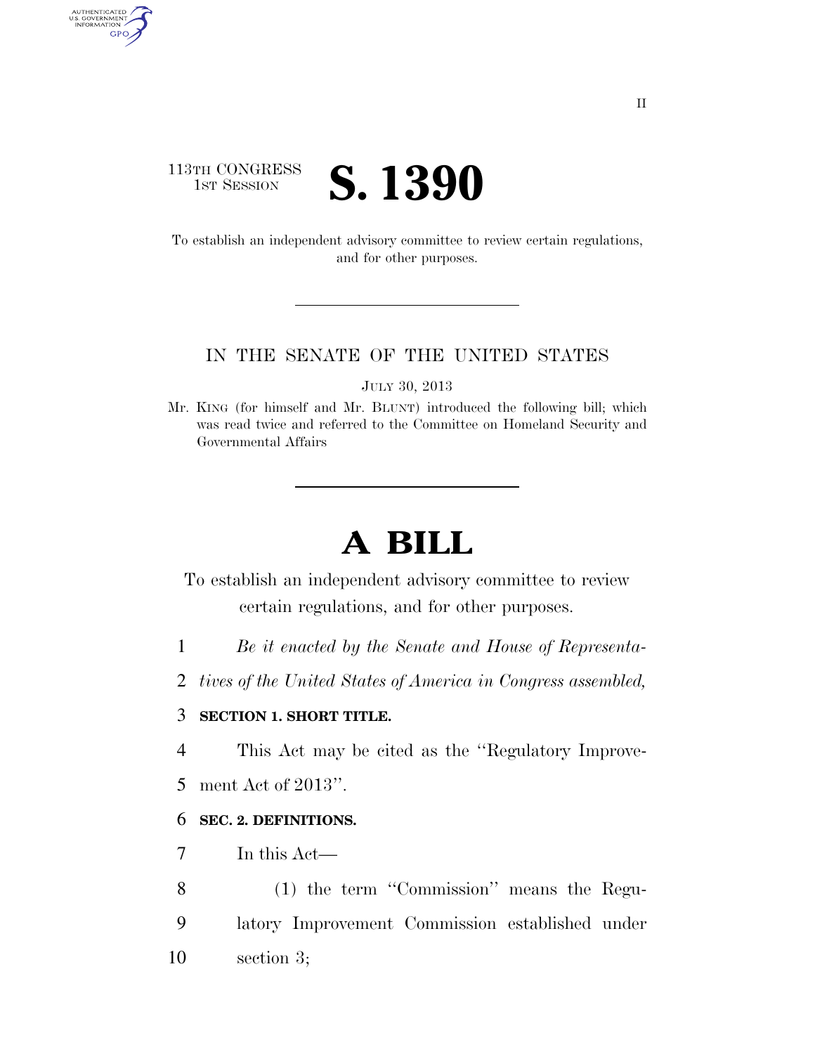113TH CONGRESS
1ST SESSION

# S. 1390

To establish an independent advisory committee to review certain regulations, and for other purposes.

---

IN THE SENATE OF THE UNITED STATES

JULY 30, 2013

Mr. KING (for himself and Mr. BLUNT) introduced the following bill; which was read twice and referred to the Committee on Homeland Security and Governmental Affairs

---

# A BILL

To establish an independent advisory committee to review certain regulations, and for other purposes.

*Be it enacted by the Senate and House of Representatives of the United States of America in Congress assembled,*

**SECTION 1. SHORT TITLE.**

This Act may be cited as the ''Regulatory Improvement Act of 2013''.

**SEC. 2. DEFINITIONS.**

In this Act—

(1) the term ''Commission'' means the Regulatory Improvement Commission established under section 3;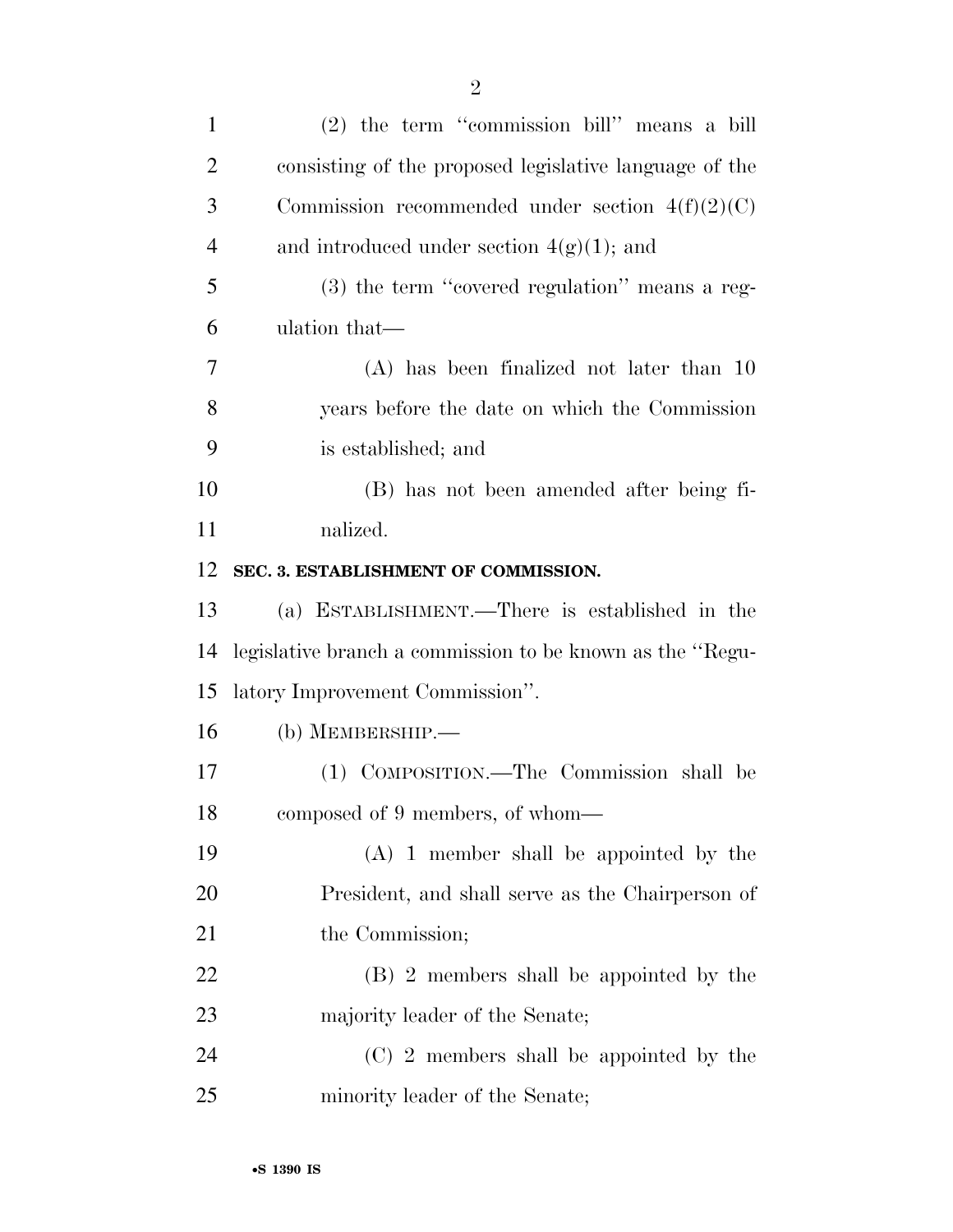(2) the term "commission bill" means a bill consisting of the proposed legislative language of the Commission recommended under section 4(f)(2)(C) and introduced under section 4(g)(1); and

(3) the term "covered regulation" means a regulation that—

(A) has been finalized not later than 10 years before the date on which the Commission is established; and

(B) has not been amended after being finalized.

**SEC. 3. ESTABLISHMENT OF COMMISSION.**

(a) ESTABLISHMENT.—There is established in the legislative branch a commission to be known as the "Regulatory Improvement Commission".

(b) MEMBERSHIP.—

(1) COMPOSITION.—The Commission shall be composed of 9 members, of whom—

(A) 1 member shall be appointed by the President, and shall serve as the Chairperson of the Commission;

(B) 2 members shall be appointed by the majority leader of the Senate;

(C) 2 members shall be appointed by the minority leader of the Senate;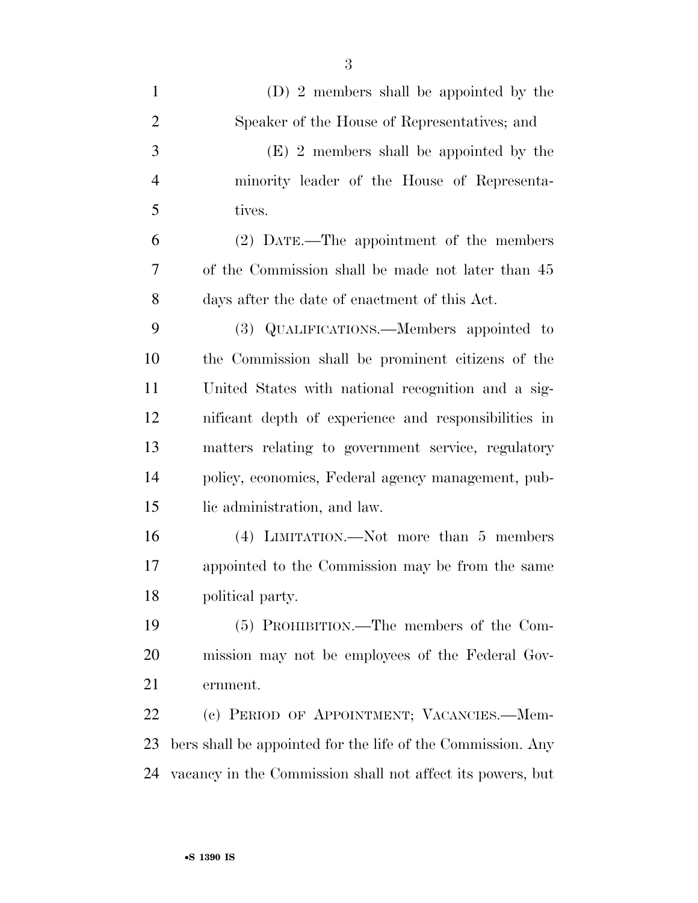(D) 2 members shall be appointed by the Speaker of the House of Representatives; and

(E) 2 members shall be appointed by the minority leader of the House of Representatives.

(2) DATE.—The appointment of the members of the Commission shall be made not later than 45 days after the date of enactment of this Act.

(3) QUALIFICATIONS.—Members appointed to the Commission shall be prominent citizens of the United States with national recognition and a significant depth of experience and responsibilities in matters relating to government service, regulatory policy, economics, Federal agency management, public administration, and law.

(4) LIMITATION.—Not more than 5 members appointed to the Commission may be from the same political party.

(5) PROHIBITION.—The members of the Commission may not be employees of the Federal Government.

(c) PERIOD OF APPOINTMENT; VACANCIES.—Members shall be appointed for the life of the Commission. Any vacancy in the Commission shall not affect its powers, but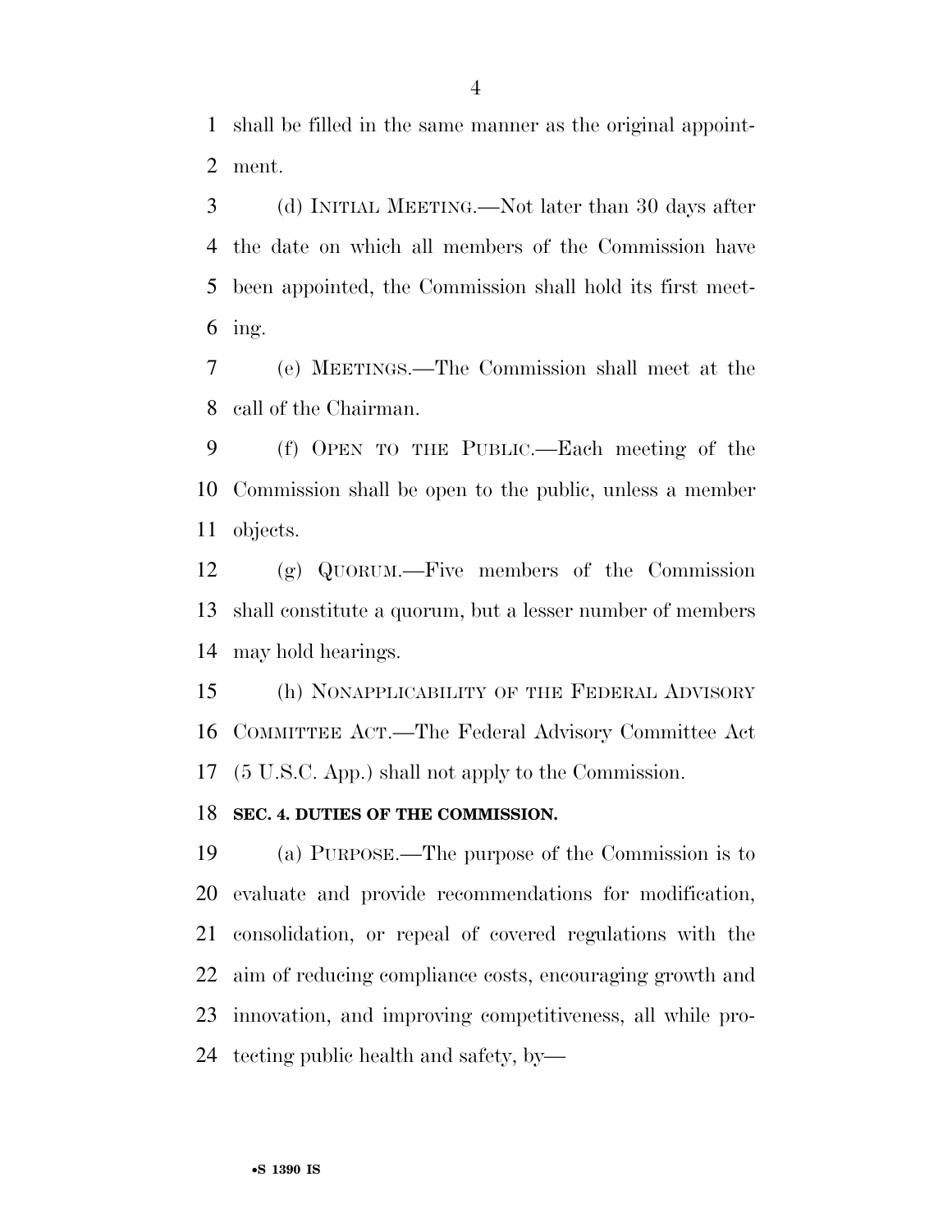shall be filled in the same manner as the original appointment.

(d) INITIAL MEETING.—Not later than 30 days after the date on which all members of the Commission have been appointed, the Commission shall hold its first meeting.

(e) MEETINGS.—The Commission shall meet at the call of the Chairman.

(f) OPEN TO THE PUBLIC.—Each meeting of the Commission shall be open to the public, unless a member objects.

(g) QUORUM.—Five members of the Commission shall constitute a quorum, but a lesser number of members may hold hearings.

(h) NONAPPLICABILITY OF THE FEDERAL ADVISORY COMMITTEE ACT.—The Federal Advisory Committee Act (5 U.S.C. App.) shall not apply to the Commission.

**SEC. 4. DUTIES OF THE COMMISSION.**

(a) PURPOSE.—The purpose of the Commission is to evaluate and provide recommendations for modification, consolidation, or repeal of covered regulations with the aim of reducing compliance costs, encouraging growth and innovation, and improving competitiveness, all while protecting public health and safety, by—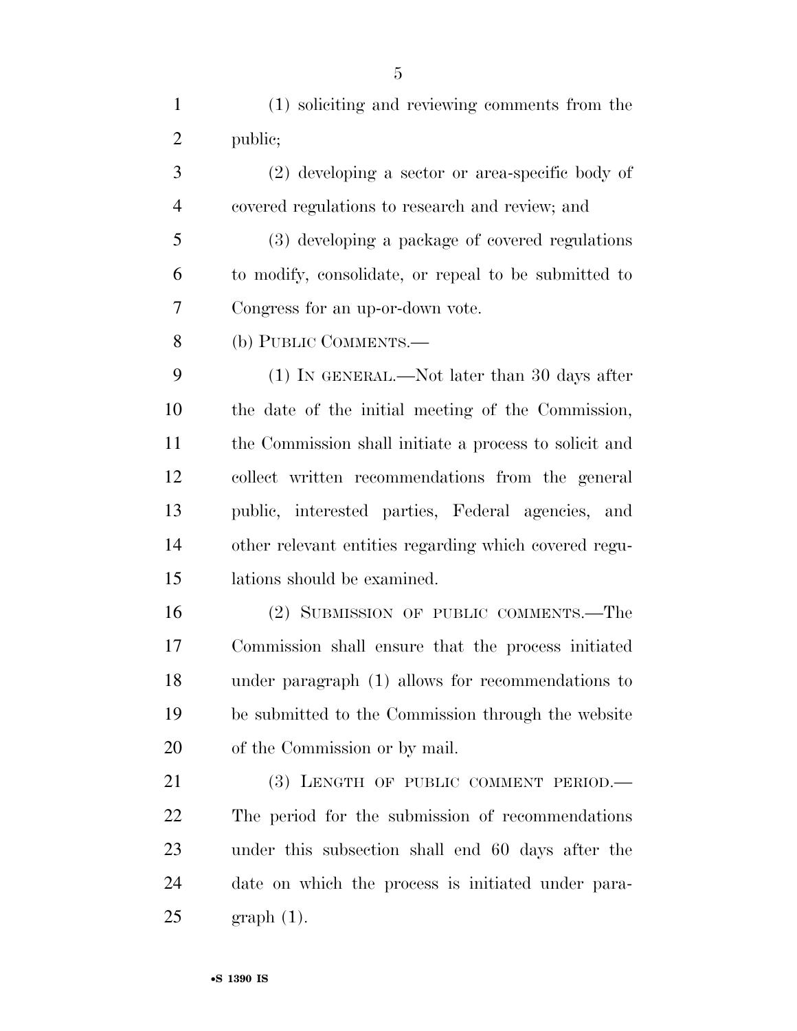(1) soliciting and reviewing comments from the public;

(2) developing a sector or area-specific body of covered regulations to research and review; and

(3) developing a package of covered regulations to modify, consolidate, or repeal to be submitted to Congress for an up-or-down vote.

(b) PUBLIC COMMENTS.—

(1) IN GENERAL.—Not later than 30 days after the date of the initial meeting of the Commission, the Commission shall initiate a process to solicit and collect written recommendations from the general public, interested parties, Federal agencies, and other relevant entities regarding which covered regulations should be examined.

(2) SUBMISSION OF PUBLIC COMMENTS.—The Commission shall ensure that the process initiated under paragraph (1) allows for recommendations to be submitted to the Commission through the website of the Commission or by mail.

(3) LENGTH OF PUBLIC COMMENT PERIOD.—The period for the submission of recommendations under this subsection shall end 60 days after the date on which the process is initiated under paragraph (1).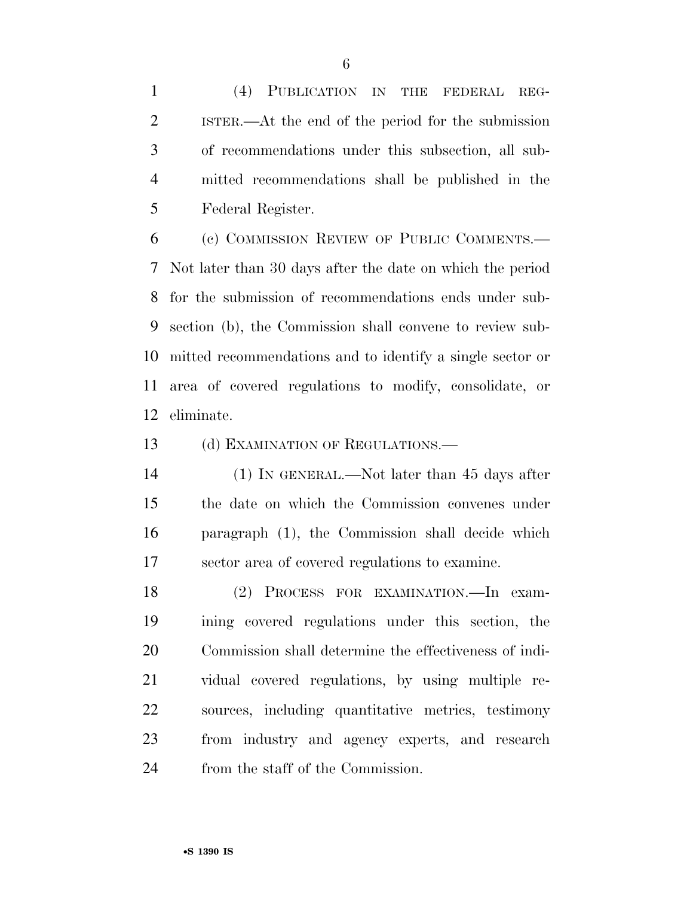(4) PUBLICATION IN THE FEDERAL REGISTER.—At the end of the period for the submission of recommendations under this subsection, all submitted recommendations shall be published in the Federal Register.

(c) COMMISSION REVIEW OF PUBLIC COMMENTS.—Not later than 30 days after the date on which the period for the submission of recommendations ends under subsection (b), the Commission shall convene to review submitted recommendations and to identify a single sector or area of covered regulations to modify, consolidate, or eliminate.

(d) EXAMINATION OF REGULATIONS.—

(1) IN GENERAL.—Not later than 45 days after the date on which the Commission convenes under paragraph (1), the Commission shall decide which sector area of covered regulations to examine.

(2) PROCESS FOR EXAMINATION.—In examining covered regulations under this section, the Commission shall determine the effectiveness of individual covered regulations, by using multiple resources, including quantitative metrics, testimony from industry and agency experts, and research from the staff of the Commission.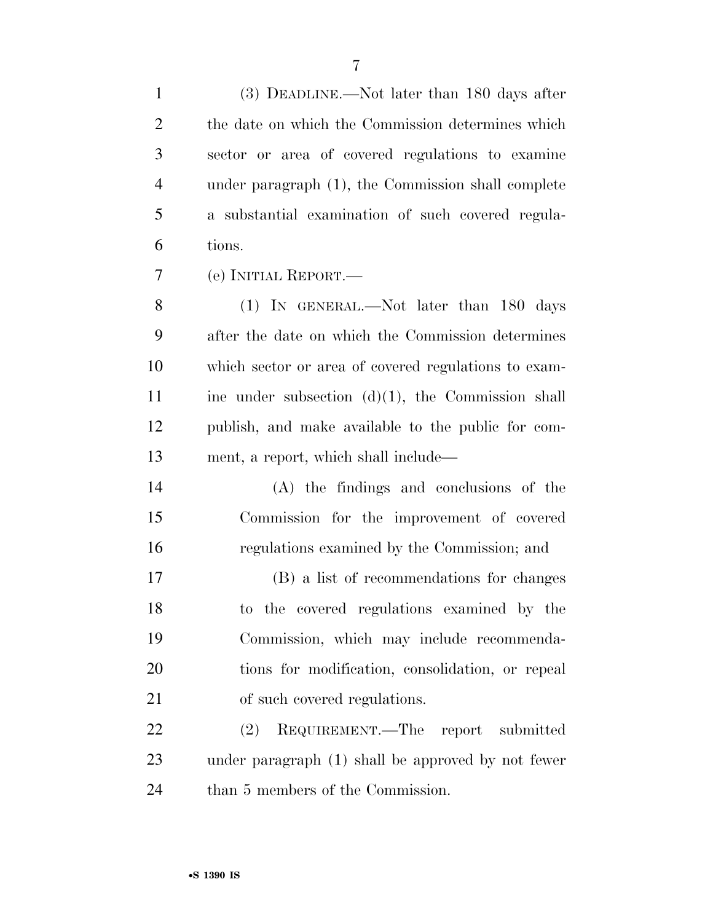(3) DEADLINE.—Not later than 180 days after the date on which the Commission determines which sector or area of covered regulations to examine under paragraph (1), the Commission shall complete a substantial examination of such covered regulations.

(e) INITIAL REPORT.—

(1) IN GENERAL.—Not later than 180 days after the date on which the Commission determines which sector or area of covered regulations to examine under subsection (d)(1), the Commission shall publish, and make available to the public for comment, a report, which shall include—

(A) the findings and conclusions of the Commission for the improvement of covered regulations examined by the Commission; and

(B) a list of recommendations for changes to the covered regulations examined by the Commission, which may include recommendations for modification, consolidation, or repeal of such covered regulations.

(2) REQUIREMENT.—The report submitted under paragraph (1) shall be approved by not fewer than 5 members of the Commission.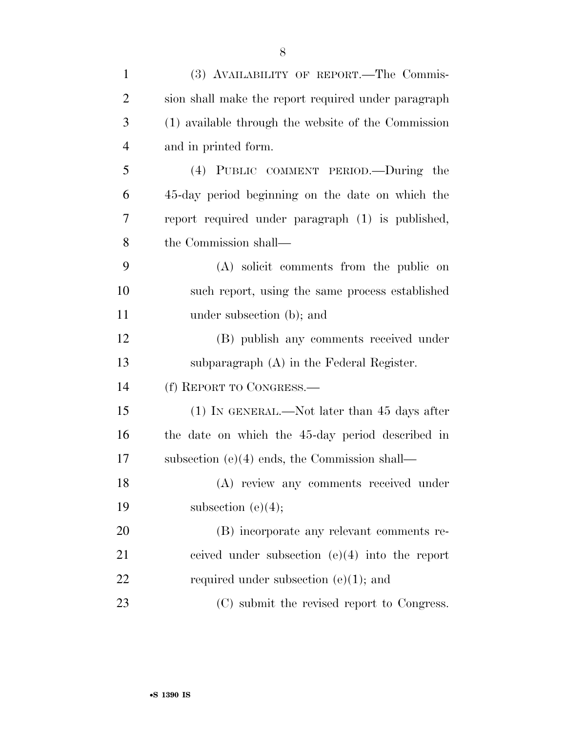(3) AVAILABILITY OF REPORT.—The Commission shall make the report required under paragraph (1) available through the website of the Commission and in printed form.

(4) PUBLIC COMMENT PERIOD.—During the 45-day period beginning on the date on which the report required under paragraph (1) is published, the Commission shall—

(A) solicit comments from the public on such report, using the same process established under subsection (b); and

(B) publish any comments received under subparagraph (A) in the Federal Register.

(f) REPORT TO CONGRESS.—

(1) IN GENERAL.—Not later than 45 days after the date on which the 45-day period described in subsection (e)(4) ends, the Commission shall—

(A) review any comments received under subsection (e)(4);

(B) incorporate any relevant comments received under subsection (e)(4) into the report required under subsection (e)(1); and

(C) submit the revised report to Congress.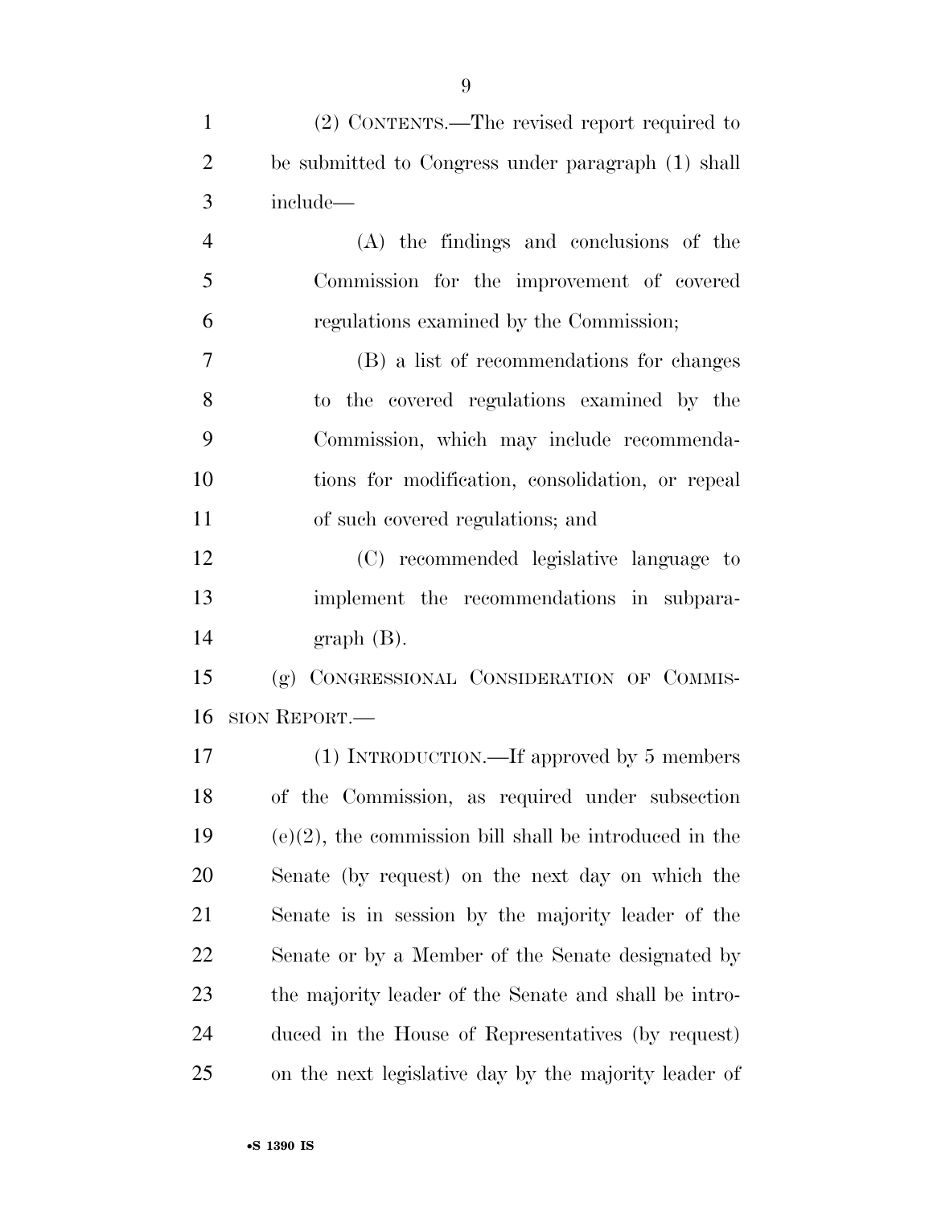(2) CONTENTS.—The revised report required to be submitted to Congress under paragraph (1) shall include—

(A) the findings and conclusions of the Commission for the improvement of covered regulations examined by the Commission;

(B) a list of recommendations for changes to the covered regulations examined by the Commission, which may include recommendations for modification, consolidation, or repeal of such covered regulations; and

(C) recommended legislative language to implement the recommendations in subparagraph (B).

(g) CONGRESSIONAL CONSIDERATION OF COMMISSION REPORT.—

(1) INTRODUCTION.—If approved by 5 members of the Commission, as required under subsection (e)(2), the commission bill shall be introduced in the Senate (by request) on the next day on which the Senate is in session by the majority leader of the Senate or by a Member of the Senate designated by the majority leader of the Senate and shall be introduced in the House of Representatives (by request) on the next legislative day by the majority leader of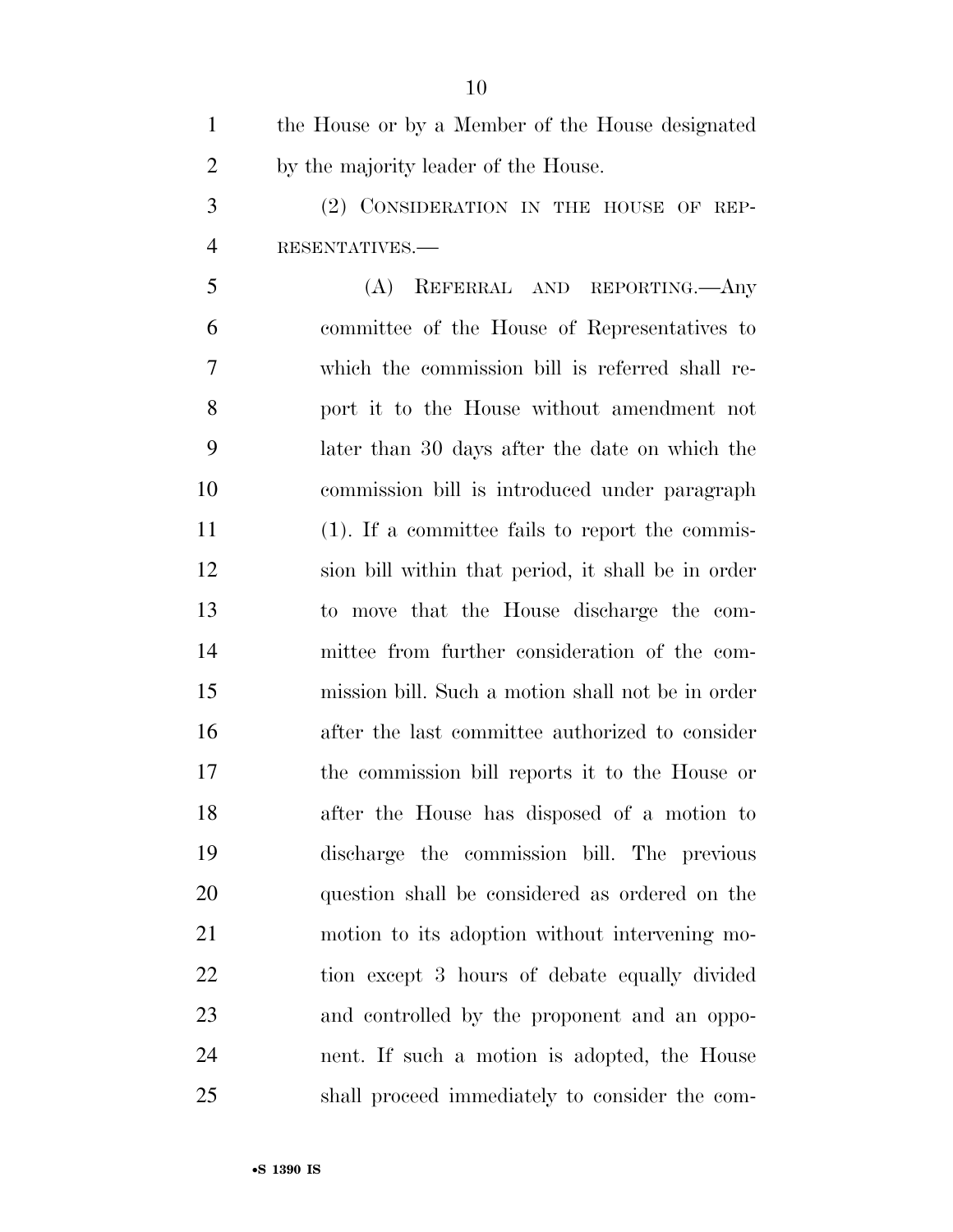the House or by a Member of the House designated by the majority leader of the House.

(2) CONSIDERATION IN THE HOUSE OF REPRESENTATIVES.—

(A) REFERRAL AND REPORTING.—Any committee of the House of Representatives to which the commission bill is referred shall report it to the House without amendment not later than 30 days after the date on which the commission bill is introduced under paragraph (1). If a committee fails to report the commission bill within that period, it shall be in order to move that the House discharge the committee from further consideration of the commission bill. Such a motion shall not be in order after the last committee authorized to consider the commission bill reports it to the House or after the House has disposed of a motion to discharge the commission bill. The previous question shall be considered as ordered on the motion to its adoption without intervening motion except 3 hours of debate equally divided and controlled by the proponent and an opponent. If such a motion is adopted, the House shall proceed immediately to consider the com-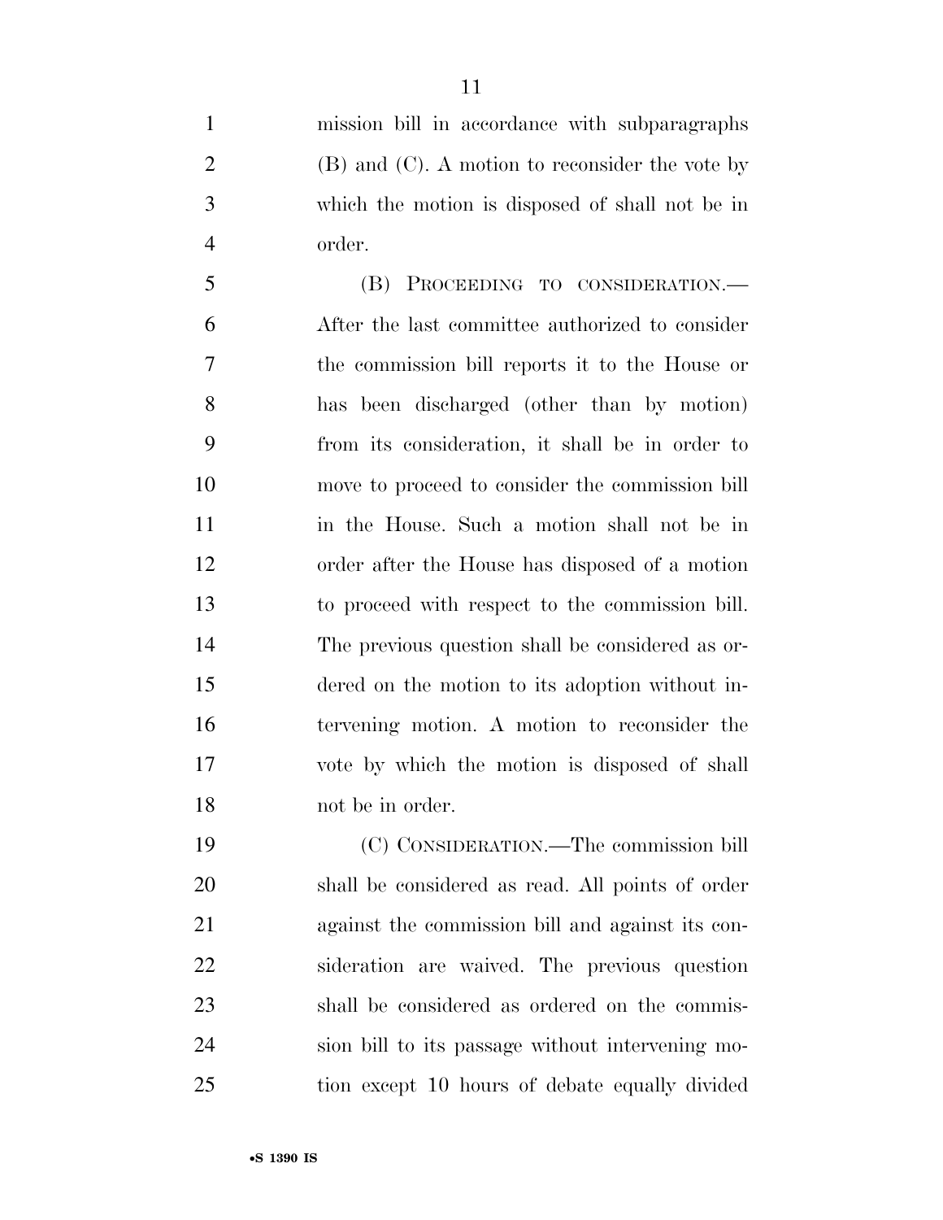mission bill in accordance with subparagraphs (B) and (C). A motion to reconsider the vote by which the motion is disposed of shall not be in order.

(B) PROCEEDING TO CONSIDERATION.—After the last committee authorized to consider the commission bill reports it to the House or has been discharged (other than by motion) from its consideration, it shall be in order to move to proceed to consider the commission bill in the House. Such a motion shall not be in order after the House has disposed of a motion to proceed with respect to the commission bill. The previous question shall be considered as ordered on the motion to its adoption without intervening motion. A motion to reconsider the vote by which the motion is disposed of shall not be in order.

(C) CONSIDERATION.—The commission bill shall be considered as read. All points of order against the commission bill and against its consideration are waived. The previous question shall be considered as ordered on the commission bill to its passage without intervening motion except 10 hours of debate equally divided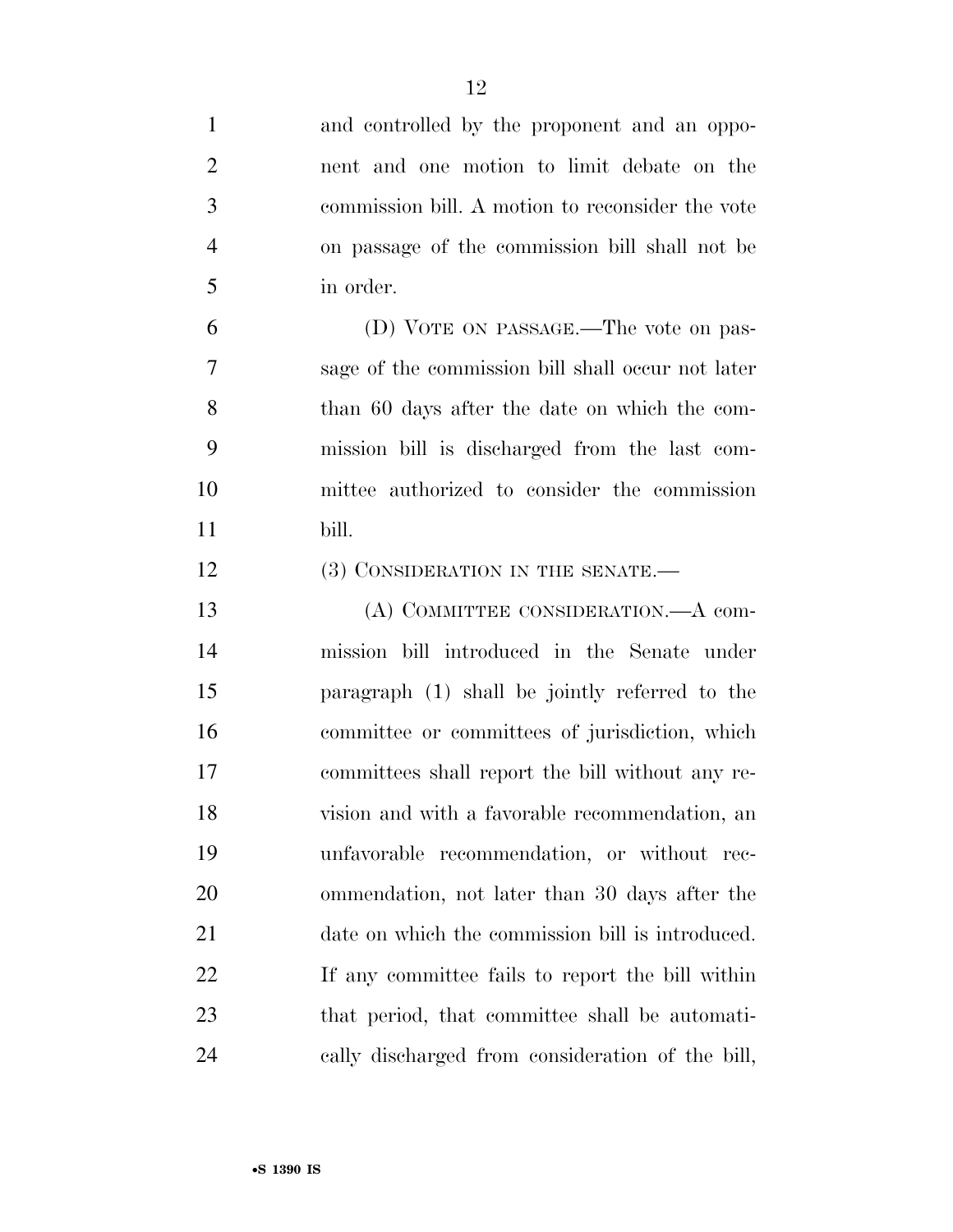and controlled by the proponent and an opponent and one motion to limit debate on the commission bill. A motion to reconsider the vote on passage of the commission bill shall not be in order.

(D) VOTE ON PASSAGE.—The vote on passage of the commission bill shall occur not later than 60 days after the date on which the commission bill is discharged from the last committee authorized to consider the commission bill.

(3) CONSIDERATION IN THE SENATE.—

(A) COMMITTEE CONSIDERATION.—A commission bill introduced in the Senate under paragraph (1) shall be jointly referred to the committee or committees of jurisdiction, which committees shall report the bill without any revision and with a favorable recommendation, an unfavorable recommendation, or without recommendation, not later than 30 days after the date on which the commission bill is introduced. If any committee fails to report the bill within that period, that committee shall be automatically discharged from consideration of the bill,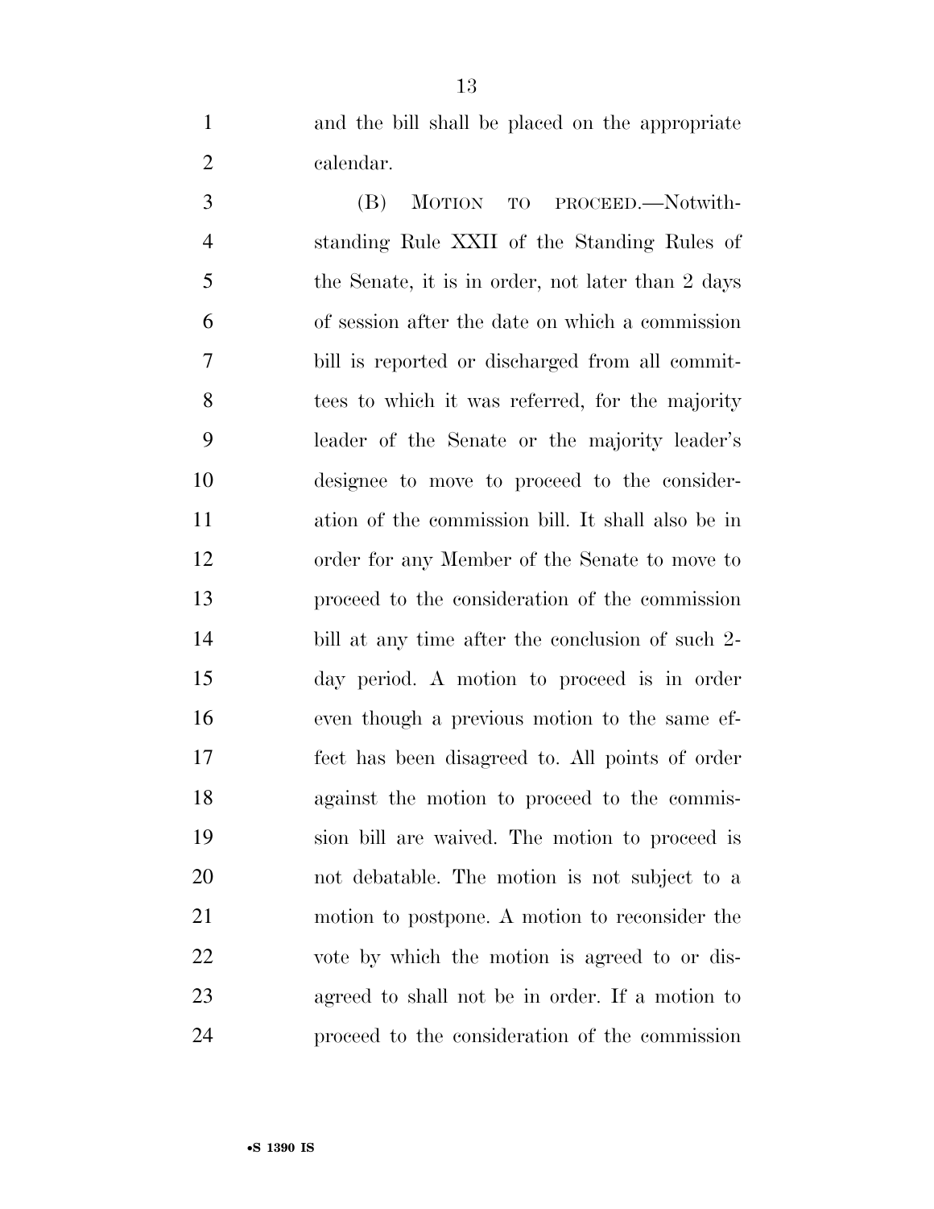and the bill shall be placed on the appropriate calendar.

(B) MOTION TO PROCEED.—Notwithstanding Rule XXII of the Standing Rules of the Senate, it is in order, not later than 2 days of session after the date on which a commission bill is reported or discharged from all committees to which it was referred, for the majority leader of the Senate or the majority leader's designee to move to proceed to the consideration of the commission bill. It shall also be in order for any Member of the Senate to move to proceed to the consideration of the commission bill at any time after the conclusion of such 2-day period. A motion to proceed is in order even though a previous motion to the same effect has been disagreed to. All points of order against the motion to proceed to the commission bill are waived. The motion to proceed is not debatable. The motion is not subject to a motion to postpone. A motion to reconsider the vote by which the motion is agreed to or disagreed to shall not be in order. If a motion to proceed to the consideration of the commission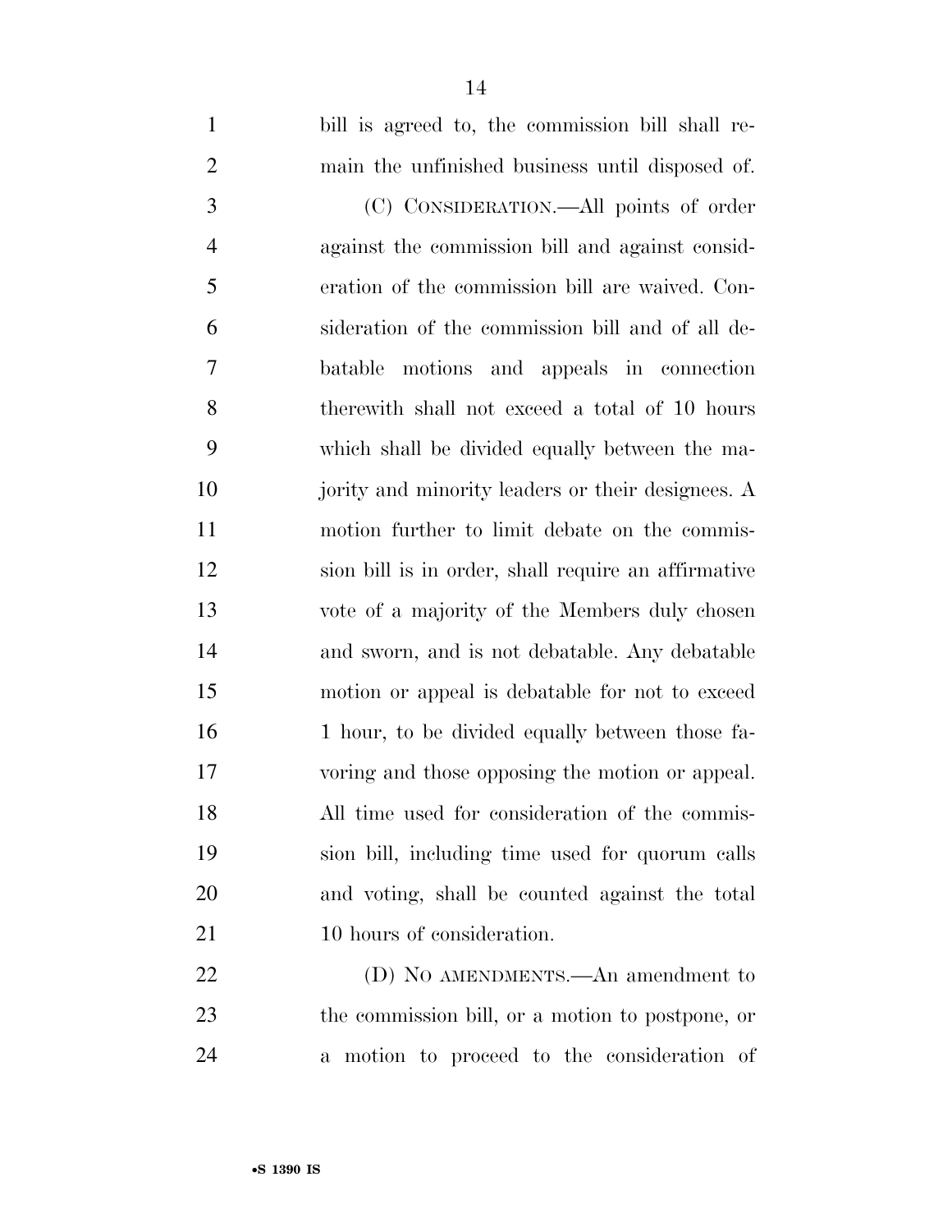bill is agreed to, the commission bill shall remain the unfinished business until disposed of.

(C) CONSIDERATION.—All points of order against the commission bill and against consideration of the commission bill are waived. Consideration of the commission bill and of all debatable motions and appeals in connection therewith shall not exceed a total of 10 hours which shall be divided equally between the majority and minority leaders or their designees. A motion further to limit debate on the commission bill is in order, shall require an affirmative vote of a majority of the Members duly chosen and sworn, and is not debatable. Any debatable motion or appeal is debatable for not to exceed 1 hour, to be divided equally between those favoring and those opposing the motion or appeal. All time used for consideration of the commission bill, including time used for quorum calls and voting, shall be counted against the total 10 hours of consideration.

(D) NO AMENDMENTS.—An amendment to the commission bill, or a motion to postpone, or a motion to proceed to the consideration of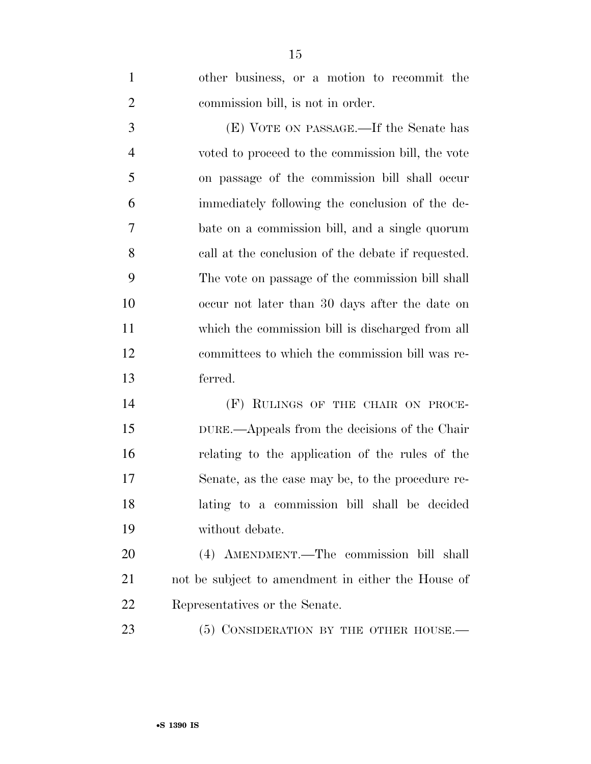other business, or a motion to recommit the commission bill, is not in order.

(E) VOTE ON PASSAGE.—If the Senate has voted to proceed to the commission bill, the vote on passage of the commission bill shall occur immediately following the conclusion of the debate on a commission bill, and a single quorum call at the conclusion of the debate if requested. The vote on passage of the commission bill shall occur not later than 30 days after the date on which the commission bill is discharged from all committees to which the commission bill was referred.

(F) RULINGS OF THE CHAIR ON PROCEDURE.—Appeals from the decisions of the Chair relating to the application of the rules of the Senate, as the case may be, to the procedure relating to a commission bill shall be decided without debate.

(4) AMENDMENT.—The commission bill shall not be subject to amendment in either the House of Representatives or the Senate.

(5) CONSIDERATION BY THE OTHER HOUSE.—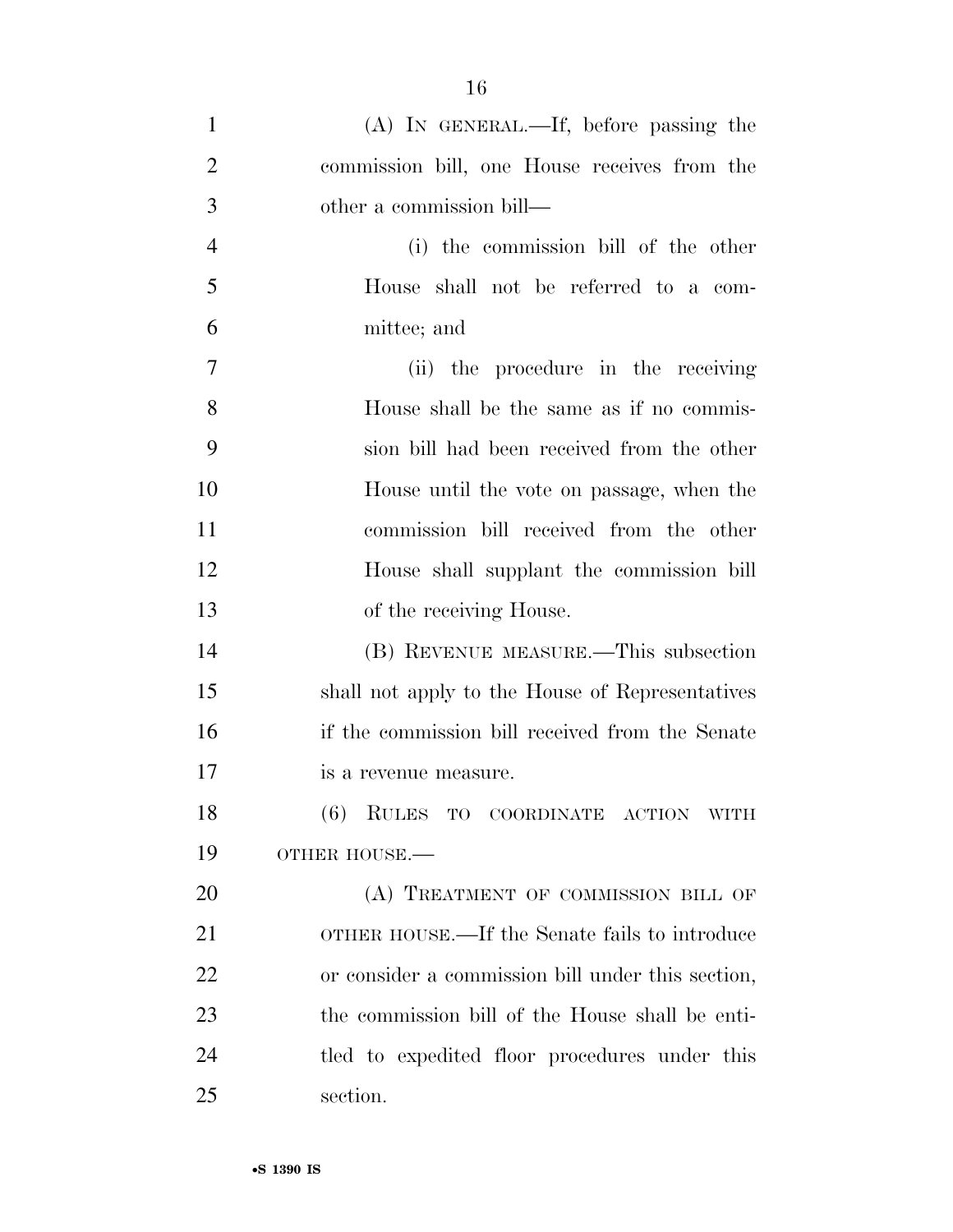(A) IN GENERAL.—If, before passing the commission bill, one House receives from the other a commission bill—

(i) the commission bill of the other House shall not be referred to a committee; and

(ii) the procedure in the receiving House shall be the same as if no commission bill had been received from the other House until the vote on passage, when the commission bill received from the other House shall supplant the commission bill of the receiving House.

(B) REVENUE MEASURE.—This subsection shall not apply to the House of Representatives if the commission bill received from the Senate is a revenue measure.

(6) RULES TO COORDINATE ACTION WITH OTHER HOUSE.—

(A) TREATMENT OF COMMISSION BILL OF OTHER HOUSE.—If the Senate fails to introduce or consider a commission bill under this section, the commission bill of the House shall be entitled to expedited floor procedures under this section.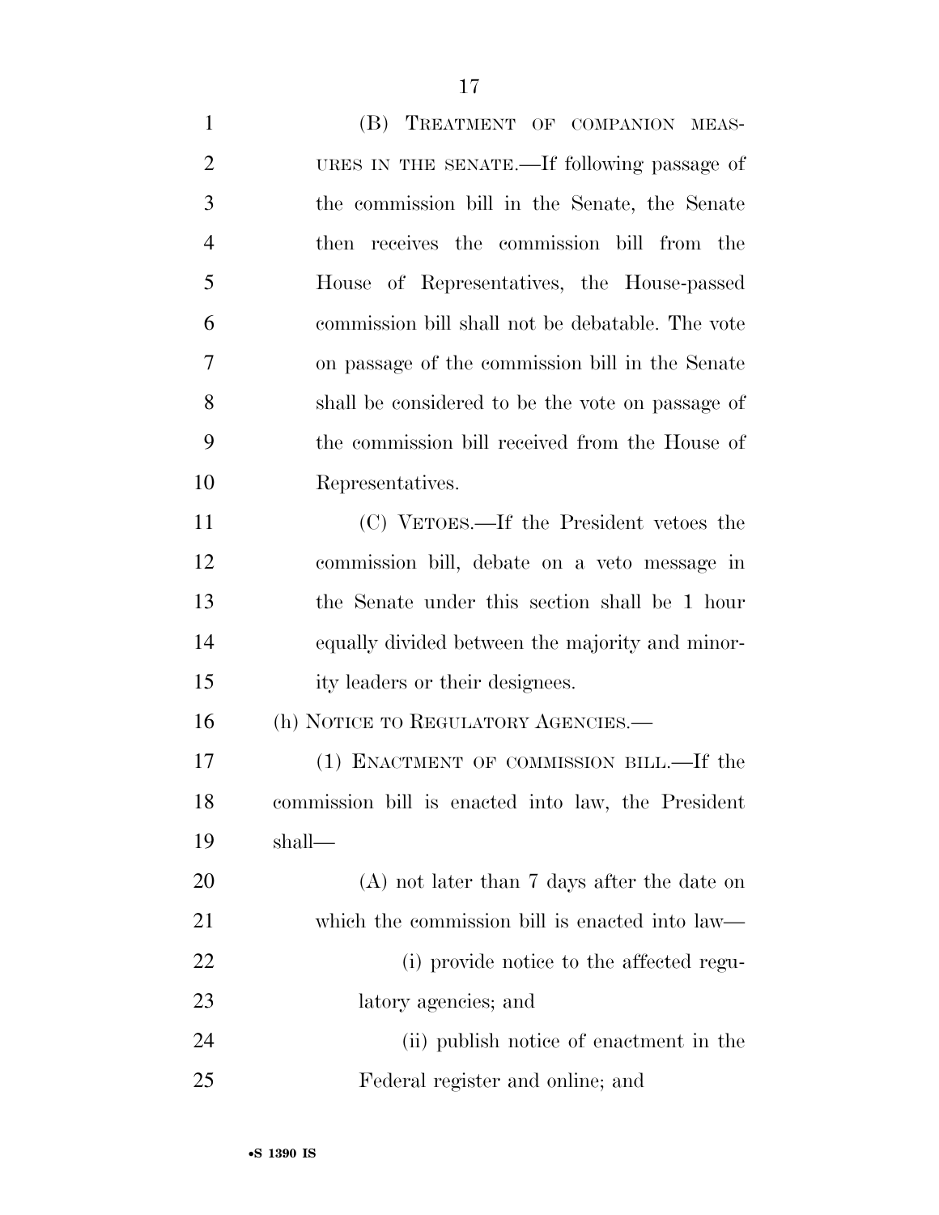(B) TREATMENT OF COMPANION MEASURES IN THE SENATE.—If following passage of the commission bill in the Senate, the Senate then receives the commission bill from the House of Representatives, the House-passed commission bill shall not be debatable. The vote on passage of the commission bill in the Senate shall be considered to be the vote on passage of the commission bill received from the House of Representatives.

(C) VETOES.—If the President vetoes the commission bill, debate on a veto message in the Senate under this section shall be 1 hour equally divided between the majority and minority leaders or their designees.

(h) NOTICE TO REGULATORY AGENCIES.—

(1) ENACTMENT OF COMMISSION BILL.—If the commission bill is enacted into law, the President shall—

(A) not later than 7 days after the date on which the commission bill is enacted into law—

(i) provide notice to the affected regulatory agencies; and

(ii) publish notice of enactment in the Federal register and online; and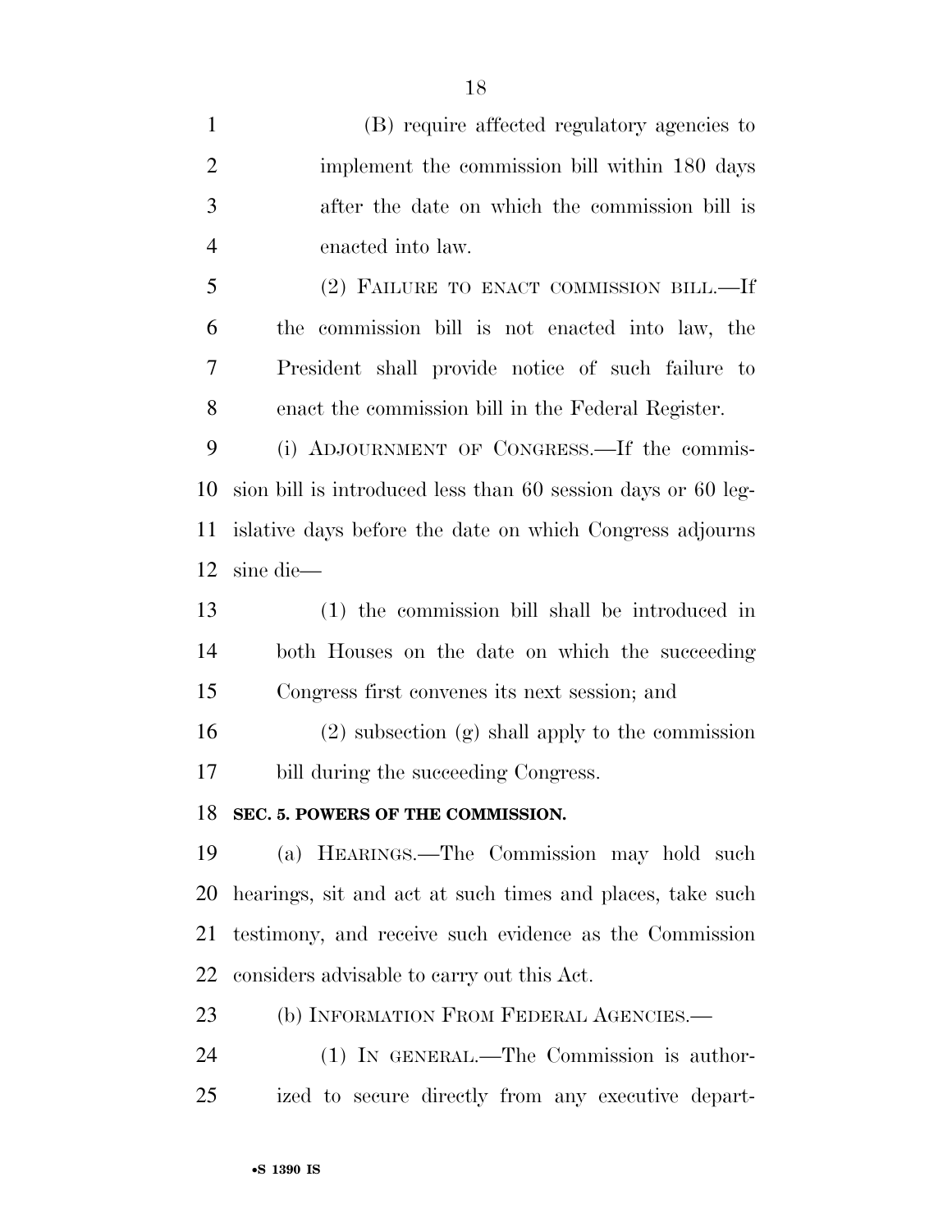(B) require affected regulatory agencies to implement the commission bill within 180 days after the date on which the commission bill is enacted into law.

(2) FAILURE TO ENACT COMMISSION BILL.—If the commission bill is not enacted into law, the President shall provide notice of such failure to enact the commission bill in the Federal Register.

(i) ADJOURNMENT OF CONGRESS.—If the commission bill is introduced less than 60 session days or 60 legislative days before the date on which Congress adjourns sine die—

(1) the commission bill shall be introduced in both Houses on the date on which the succeeding Congress first convenes its next session; and

(2) subsection (g) shall apply to the commission bill during the succeeding Congress.

**SEC. 5. POWERS OF THE COMMISSION.**

(a) HEARINGS.—The Commission may hold such hearings, sit and act at such times and places, take such testimony, and receive such evidence as the Commission considers advisable to carry out this Act.

(b) INFORMATION FROM FEDERAL AGENCIES.—

(1) IN GENERAL.—The Commission is authorized to secure directly from any executive depart-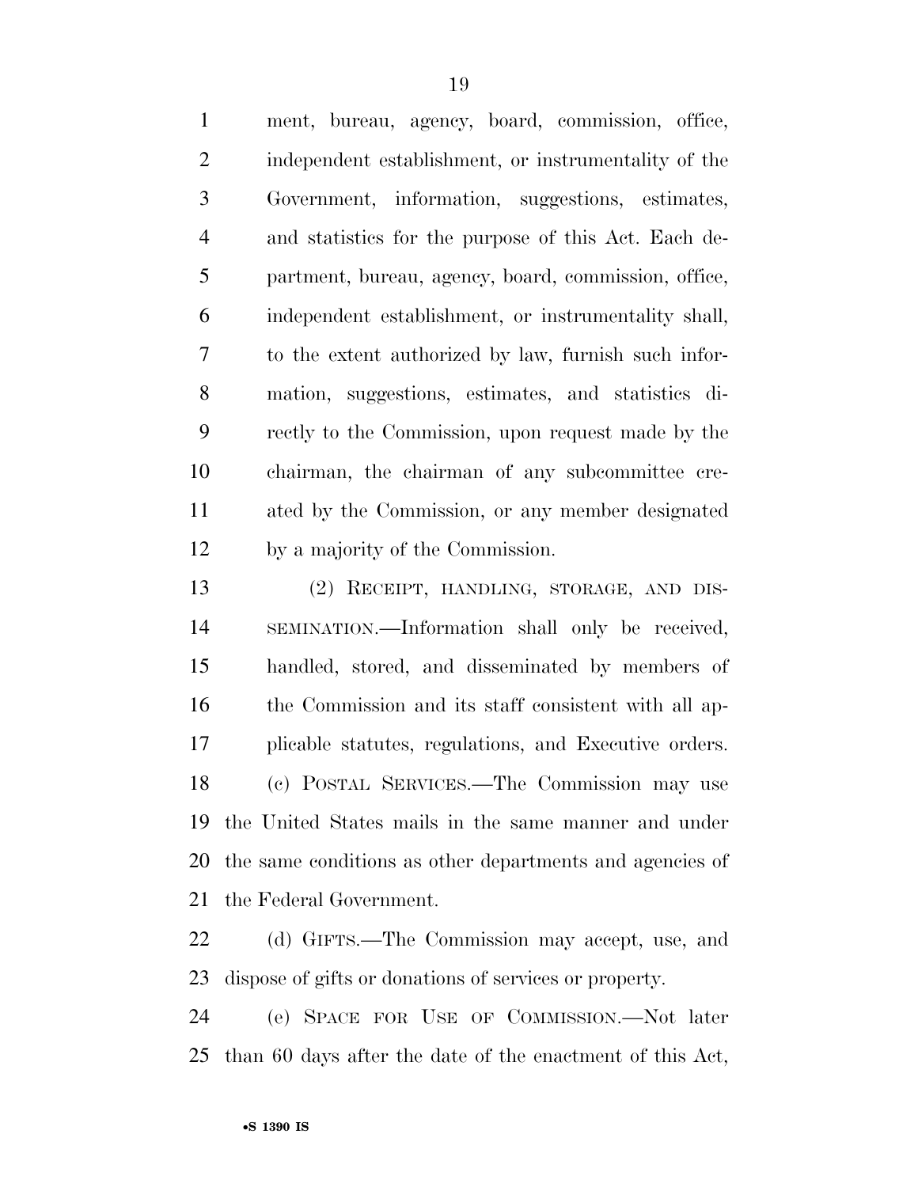ment, bureau, agency, board, commission, office, independent establishment, or instrumentality of the Government, information, suggestions, estimates, and statistics for the purpose of this Act. Each department, bureau, agency, board, commission, office, independent establishment, or instrumentality shall, to the extent authorized by law, furnish such information, suggestions, estimates, and statistics directly to the Commission, upon request made by the chairman, the chairman of any subcommittee created by the Commission, or any member designated by a majority of the Commission.

(2) RECEIPT, HANDLING, STORAGE, AND DISSEMINATION.—Information shall only be received, handled, stored, and disseminated by members of the Commission and its staff consistent with all applicable statutes, regulations, and Executive orders.

(c) POSTAL SERVICES.—The Commission may use the United States mails in the same manner and under the same conditions as other departments and agencies of the Federal Government.

(d) GIFTS.—The Commission may accept, use, and dispose of gifts or donations of services or property.

(e) SPACE FOR USE OF COMMISSION.—Not later than 60 days after the date of the enactment of this Act,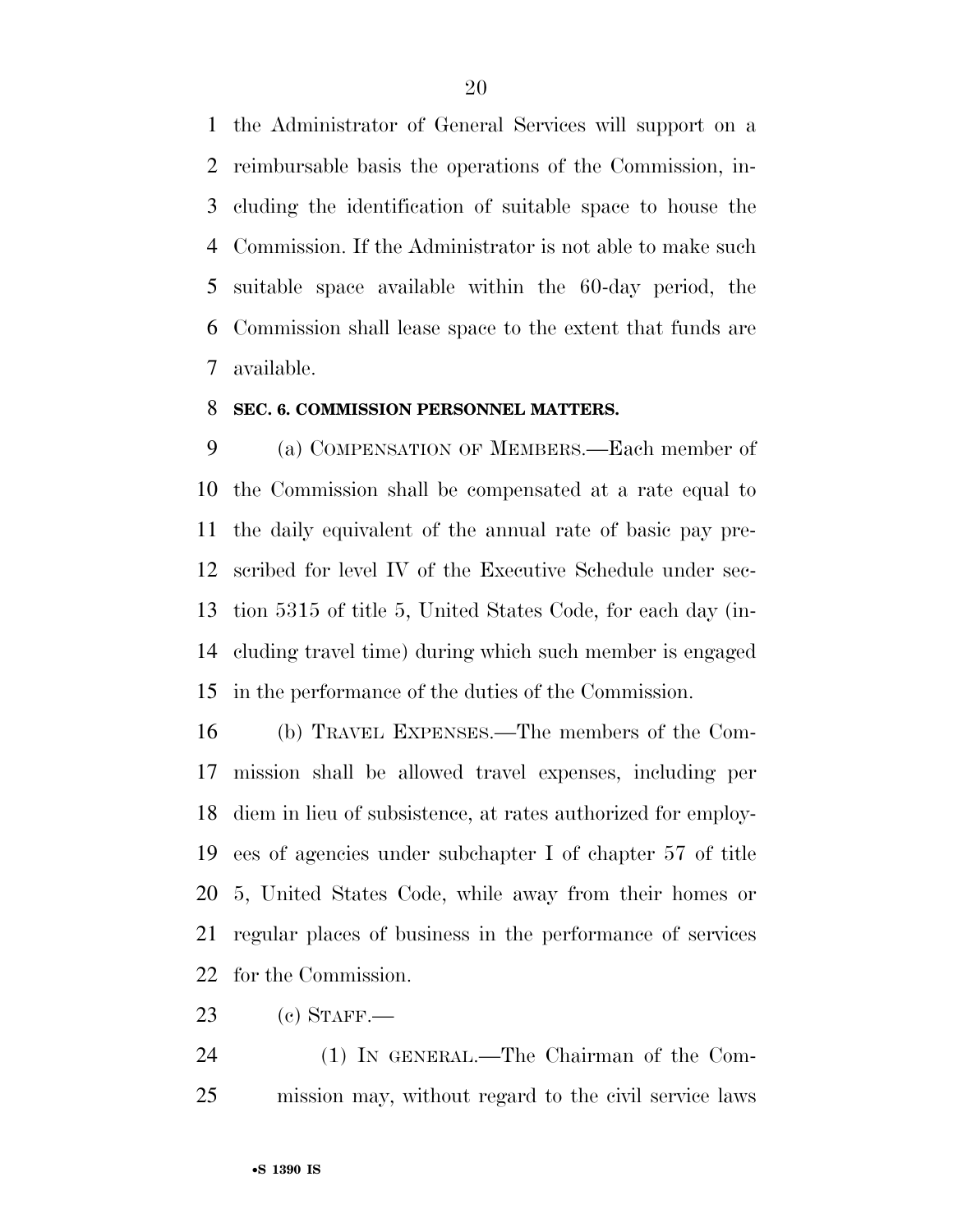the Administrator of General Services will support on a reimbursable basis the operations of the Commission, including the identification of suitable space to house the Commission. If the Administrator is not able to make such suitable space available within the 60-day period, the Commission shall lease space to the extent that funds are available.

### SEC. 6. COMMISSION PERSONNEL MATTERS.

(a) COMPENSATION OF MEMBERS.—Each member of the Commission shall be compensated at a rate equal to the daily equivalent of the annual rate of basic pay prescribed for level IV of the Executive Schedule under section 5315 of title 5, United States Code, for each day (including travel time) during which such member is engaged in the performance of the duties of the Commission.

(b) TRAVEL EXPENSES.—The members of the Commission shall be allowed travel expenses, including per diem in lieu of subsistence, at rates authorized for employees of agencies under subchapter I of chapter 57 of title 5, United States Code, while away from their homes or regular places of business in the performance of services for the Commission.

(c) STAFF.—

(1) IN GENERAL.—The Chairman of the Commission may, without regard to the civil service laws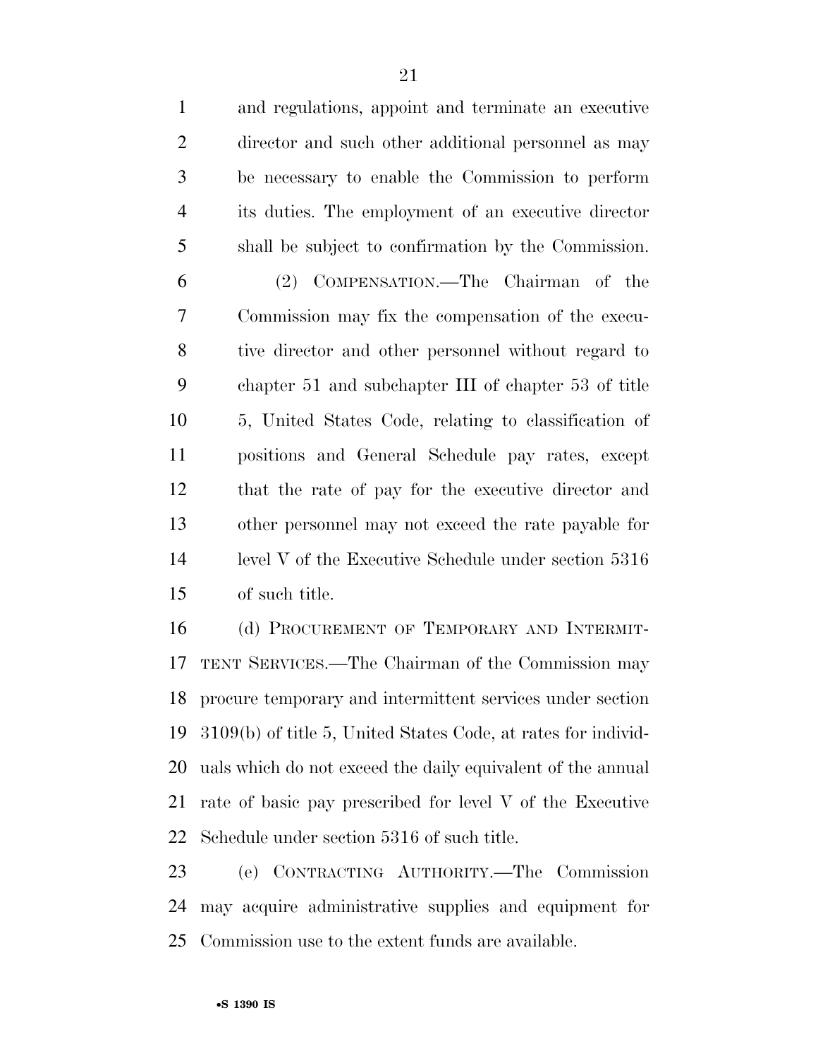and regulations, appoint and terminate an executive director and such other additional personnel as may be necessary to enable the Commission to perform its duties. The employment of an executive director shall be subject to confirmation by the Commission.

(2) COMPENSATION.—The Chairman of the Commission may fix the compensation of the executive director and other personnel without regard to chapter 51 and subchapter III of chapter 53 of title 5, United States Code, relating to classification of positions and General Schedule pay rates, except that the rate of pay for the executive director and other personnel may not exceed the rate payable for level V of the Executive Schedule under section 5316 of such title.

(d) PROCUREMENT OF TEMPORARY AND INTERMITTENT SERVICES.—The Chairman of the Commission may procure temporary and intermittent services under section 3109(b) of title 5, United States Code, at rates for individuals which do not exceed the daily equivalent of the annual rate of basic pay prescribed for level V of the Executive Schedule under section 5316 of such title.

(e) CONTRACTING AUTHORITY.—The Commission may acquire administrative supplies and equipment for Commission use to the extent funds are available.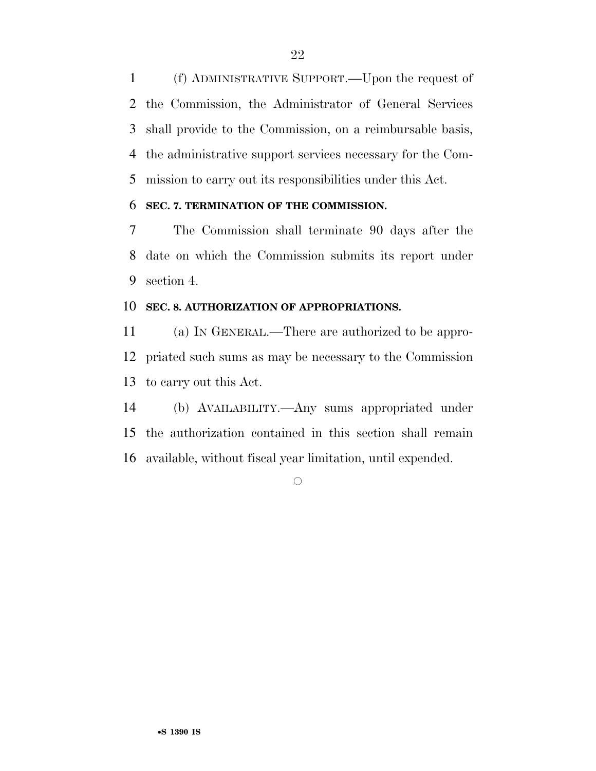(f) ADMINISTRATIVE SUPPORT.—Upon the request of the Commission, the Administrator of General Services shall provide to the Commission, on a reimbursable basis, the administrative support services necessary for the Commission to carry out its responsibilities under this Act.

**SEC. 7. TERMINATION OF THE COMMISSION.**

The Commission shall terminate 90 days after the date on which the Commission submits its report under section 4.

**SEC. 8. AUTHORIZATION OF APPROPRIATIONS.**

(a) IN GENERAL.—There are authorized to be appropriated such sums as may be necessary to the Commission to carry out this Act.

(b) AVAILABILITY.—Any sums appropriated under the authorization contained in this section shall remain available, without fiscal year limitation, until expended.

○